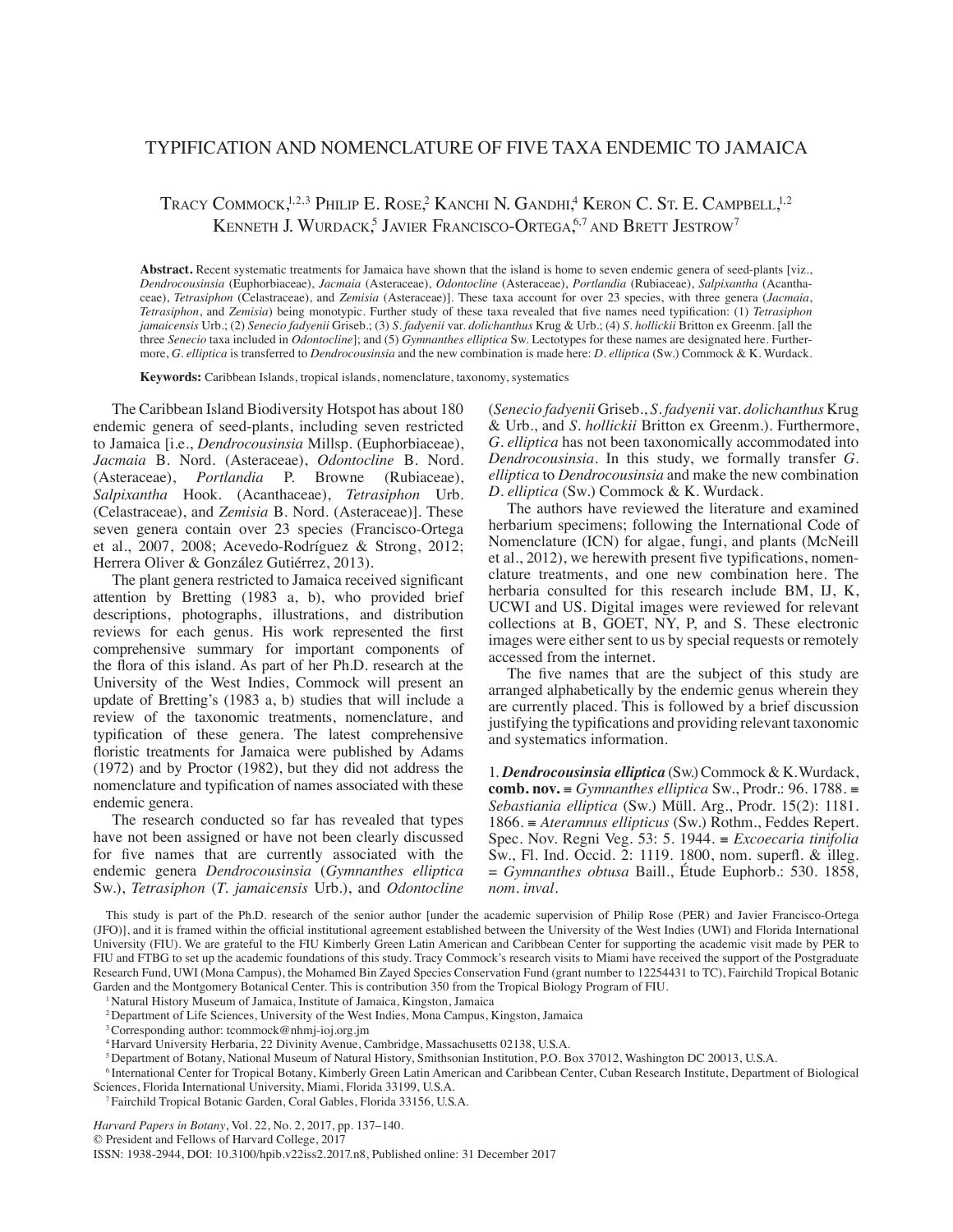# TYPIFICATION AND NOMENCLATURE OF FIVE TAXA ENDEMIC TO JAMAICA

Tracy Commock,[1,2,3] Philip E. Rose,[2] Kanchi N. Gandhi,[4] Keron C. St. E. Campbell,[1,2] Kenneth J. Wurdack,[5] Javier Francisco-Ortega,[6,7] and Brett Jestrow[7]

**Abstract.** Recent systematic treatments for Jamaica have shown that the island is home to seven endemic genera of seed-plants [viz., *Dendrocousinsia* (Euphorbiaceae), *Jacmaia* (Asteraceae), *Odontocline* (Asteraceae), *Portlandia* (Rubiaceae), *Salpixantha* (Acanthaceae), *Tetrasiphon* (Celastraceae), and *Zemisia* (Asteraceae)]. These taxa account for over 23 species, with three genera (*Jacmaia*, *Tetrasiphon*, and *Zemisia*) being monotypic. Further study of these taxa revealed that five names need typification: (1) *Tetrasiphon jamaicensis* Urb.; (2) *Senecio fadyenii* Griseb.; (3) *S. fadyenii* var. *dolichanthus* Krug & Urb.; (4) *S. hollickii* Britton ex Greenm. [all the three *Senecio* taxa included in *Odontocline*]; and (5) *Gymnanthes elliptica* Sw. Lectotypes for these names are designated here. Furthermore, *G. elliptica* is transferred to *Dendrocousinsia* and the new combination is made here: *D. elliptica* (Sw.) Commock & K. Wurdack.

**Keywords:** Caribbean Islands, tropical islands, nomenclature, taxonomy, systematics

The Caribbean Island Biodiversity Hotspot has about 180 endemic genera of seed-plants, including seven restricted to Jamaica [i.e., *Dendrocousinsia* Millsp. (Euphorbiaceae), *Jacmaia* B. Nord. (Asteraceae), *Odontocline* B. Nord. (Asteraceae), *Portlandia* P. Browne (Rubiaceae), *Salpixantha* Hook. (Acanthaceae), *Tetrasiphon* Urb. (Celastraceae), and *Zemisia* B. Nord. (Asteraceae)]. These seven genera contain over 23 species (Francisco-Ortega et al., 2007, 2008; Acevedo-Rodríguez & Strong, 2012; Herrera Oliver & González Gutiérrez, 2013).

The plant genera restricted to Jamaica received significant attention by Bretting (1983 a, b), who provided brief descriptions, photographs, illustrations, and distribution reviews for each genus. His work represented the first comprehensive summary for important components of the flora of this island. As part of her Ph.D. research at the University of the West Indies, Commock will present an update of Bretting's (1983 a, b) studies that will include a review of the taxonomic treatments, nomenclature, and typification of these genera. The latest comprehensive floristic treatments for Jamaica were published by Adams (1972) and by Proctor (1982), but they did not address the nomenclature and typification of names associated with these endemic genera.

The research conducted so far has revealed that types have not been assigned or have not been clearly discussed for five names that are currently associated with the endemic genera *Dendrocousinsia* (*Gymnanthes elliptica* Sw.), *Tetrasiphon* (*T. jamaicensis* Urb.), and *Odontocline* (*Senecio fadyenii* Griseb., *S. fadyenii* var. *dolichanthus* Krug & Urb., and *S. hollickii* Britton ex Greenm.). Furthermore, *G. elliptica* has not been taxonomically accommodated into *Dendrocousinsia*. In this study, we formally transfer *G. elliptica* to *Dendrocousinsia* and make the new combination *D. elliptica* (Sw.) Commock & K. Wurdack.

The authors have reviewed the literature and examined herbarium specimens; following the International Code of Nomenclature (ICN) for algae, fungi, and plants (McNeill et al., 2012), we herewith present five typifications, nomenclature treatments, and one new combination here. The herbaria consulted for this research include BM, IJ, K, UCWI and US. Digital images were reviewed for relevant collections at B, GOET, NY, P, and S. These electronic images were either sent to us by special requests or remotely accessed from the internet.

The five names that are the subject of this study are arranged alphabetically by the endemic genus wherein they are currently placed. This is followed by a brief discussion justifying the typifications and providing relevant taxonomic and systematics information.

1. ***Dendrocousinsia elliptica*** (Sw.) Commock & K. Wurdack, **comb. nov.** ≡ *Gymnanthes elliptica* Sw., Prodr.: 96. 1788. ≡ *Sebastiania elliptica* (Sw.) Müll. Arg., Prodr. 15(2): 1181. 1866. ≡ *Ateramnus ellipticus* (Sw.) Rothm., Feddes Repert. Spec. Nov. Regni Veg. 53: 5. 1944. ≡ *Excoecaria tinifolia* Sw., Fl. Ind. Occid. 2: 1119. 1800, nom. superfl. & illeg. = *Gymnanthes obtusa* Baill., Étude Euphorb.: 530. 1858, *nom. inval*.

This study is part of the Ph.D. research of the senior author [under the academic supervision of Philip Rose (PER) and Javier Francisco-Ortega (JFO)], and it is framed within the official institutional agreement established between the University of the West Indies (UWI) and Florida International University (FIU). We are grateful to the FIU Kimberly Green Latin American and Caribbean Center for supporting the academic visit made by PER to FIU and FTBG to set up the academic foundations of this study. Tracy Commock's research visits to Miami have received the support of the Postgraduate Research Fund, UWI (Mona Campus), the Mohamed Bin Zayed Species Conservation Fund (grant number to 12254431 to TC), Fairchild Tropical Botanic Garden and the Montgomery Botanical Center. This is contribution 350 from the Tropical Biology Program of FIU.

[1] Natural History Museum of Jamaica, Institute of Jamaica, Kingston, Jamaica

[2] Department of Life Sciences, University of the West Indies, Mona Campus, Kingston, Jamaica

[3] Corresponding author: tcommock@nhmj-ioj.org.jm

[4] Harvard University Herbaria, 22 Divinity Avenue, Cambridge, Massachusetts 02138, U.S.A.

[5] Department of Botany, National Museum of Natural History, Smithsonian Institution, P.O. Box 37012, Washington DC 20013, U.S.A.

[6] International Center for Tropical Botany, Kimberly Green Latin American and Caribbean Center, Cuban Research Institute, Department of Biological Sciences, Florida International University, Miami, Florida 33199, U.S.A.

[7] Fairchild Tropical Botanic Garden, Coral Gables, Florida 33156, U.S.A.

*Harvard Papers in Botany*, Vol. 22, No. 2, 2017, pp. 137–140.
© President and Fellows of Harvard College, 2017
ISSN: 1938-2944, DOI: 10.3100/hpib.v22iss2.2017.n8, Published online: 31 December 2017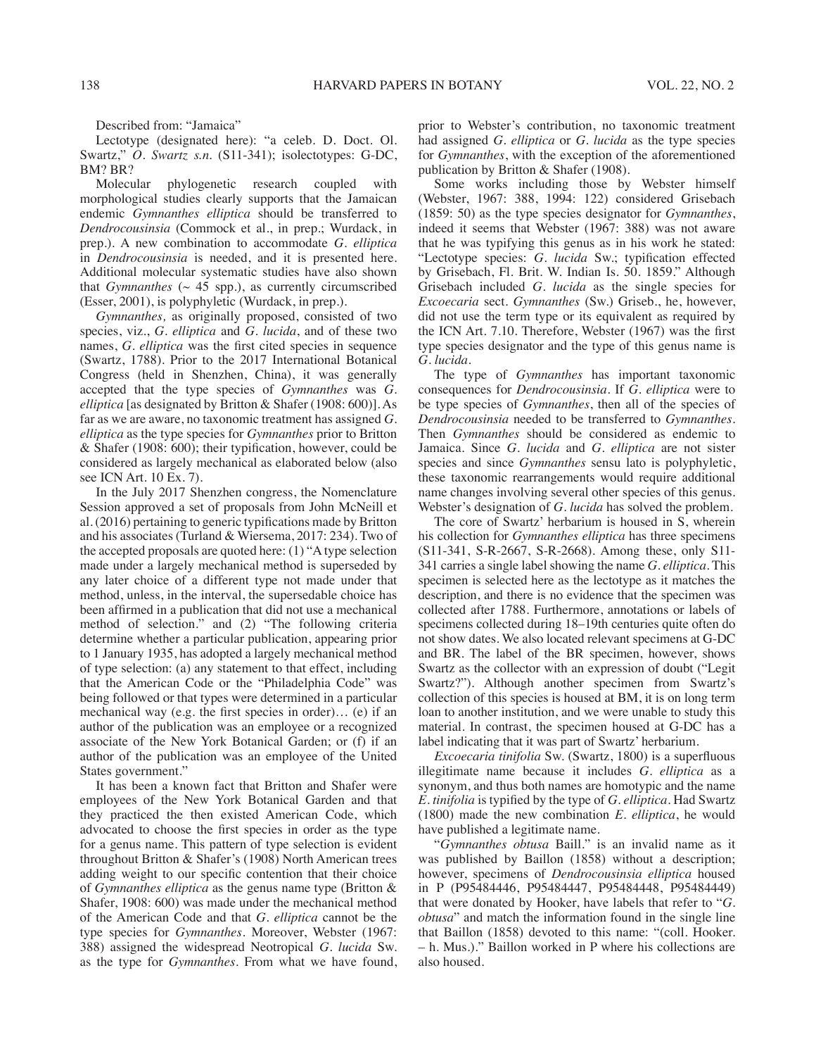Described from: "Jamaica"

Lectotype (designated here): "a celeb. D. Doct. Ol. Swartz," *O. Swartz s.n.* (S11-341); isolectotypes: G-DC, BM? BR?

Molecular phylogenetic research coupled with morphological studies clearly supports that the Jamaican endemic *Gymnanthes elliptica* should be transferred to *Dendrocousinsia* (Commock et al., in prep.; Wurdack, in prep.). A new combination to accommodate *G. elliptica* in *Dendrocousinsia* is needed, and it is presented here. Additional molecular systematic studies have also shown that *Gymnanthes* (~ 45 spp.), as currently circumscribed (Esser, 2001), is polyphyletic (Wurdack, in prep.).

*Gymnanthes,* as originally proposed, consisted of two species, viz., *G. elliptica* and *G. lucida*, and of these two names, *G. elliptica* was the first cited species in sequence (Swartz, 1788). Prior to the 2017 International Botanical Congress (held in Shenzhen, China), it was generally accepted that the type species of *Gymnanthes* was *G. elliptica* [as designated by Britton & Shafer (1908: 600)]. As far as we are aware, no taxonomic treatment has assigned *G. elliptica* as the type species for *Gymnanthes* prior to Britton & Shafer (1908: 600); their typification, however, could be considered as largely mechanical as elaborated below (also see ICN Art. 10 Ex. 7).

In the July 2017 Shenzhen congress, the Nomenclature Session approved a set of proposals from John McNeill et al. (2016) pertaining to generic typifications made by Britton and his associates (Turland & Wiersema, 2017: 234). Two of the accepted proposals are quoted here: (1) "A type selection made under a largely mechanical method is superseded by any later choice of a different type not made under that method, unless, in the interval, the supersedable choice has been affirmed in a publication that did not use a mechanical method of selection." and (2) "The following criteria determine whether a particular publication, appearing prior to 1 January 1935, has adopted a largely mechanical method of type selection: (a) any statement to that effect, including that the American Code or the "Philadelphia Code" was being followed or that types were determined in a particular mechanical way (e.g. the first species in order)… (e) if an author of the publication was an employee or a recognized associate of the New York Botanical Garden; or (f) if an author of the publication was an employee of the United States government."

It has been a known fact that Britton and Shafer were employees of the New York Botanical Garden and that they practiced the then existed American Code, which advocated to choose the first species in order as the type for a genus name. This pattern of type selection is evident throughout Britton & Shafer's (1908) North American trees adding weight to our specific contention that their choice of *Gymnanthes elliptica* as the genus name type (Britton & Shafer, 1908: 600) was made under the mechanical method of the American Code and that *G. elliptica* cannot be the type species for *Gymnanthes*. Moreover, Webster (1967: 388) assigned the widespread Neotropical *G. lucida* Sw. as the type for *Gymnanthes*. From what we have found, prior to Webster's contribution, no taxonomic treatment had assigned *G. elliptica* or *G. lucida* as the type species for *Gymnanthes*, with the exception of the aforementioned publication by Britton & Shafer (1908).

Some works including those by Webster himself (Webster, 1967: 388, 1994: 122) considered Grisebach (1859: 50) as the type species designator for *Gymnanthes*, indeed it seems that Webster (1967: 388) was not aware that he was typifying this genus as in his work he stated: "Lectotype species: *G. lucida* Sw.; typification effected by Grisebach, Fl. Brit. W. Indian Is. 50. 1859." Although Grisebach included *G. lucida* as the single species for *Excoecaria* sect. *Gymnanthes* (Sw.) Griseb., he, however, did not use the term type or its equivalent as required by the ICN Art. 7.10. Therefore, Webster (1967) was the first type species designator and the type of this genus name is *G. lucida*.

The type of *Gymnanthes* has important taxonomic consequences for *Dendrocousinsia*. If *G. elliptica* were to be type species of *Gymnanthes*, then all of the species of *Dendrocousinsia* needed to be transferred to *Gymnanthes*. Then *Gymnanthes* should be considered as endemic to Jamaica. Since *G. lucida* and *G. elliptica* are not sister species and since *Gymnanthes* sensu lato is polyphyletic, these taxonomic rearrangements would require additional name changes involving several other species of this genus. Webster's designation of *G. lucida* has solved the problem.

The core of Swartz' herbarium is housed in S, wherein his collection for *Gymnanthes elliptica* has three specimens (S11-341, S-R-2667, S-R-2668). Among these, only S11-341 carries a single label showing the name *G. elliptica*. This specimen is selected here as the lectotype as it matches the description, and there is no evidence that the specimen was collected after 1788. Furthermore, annotations or labels of specimens collected during 18–19th centuries quite often do not show dates. We also located relevant specimens at G-DC and BR. The label of the BR specimen, however, shows Swartz as the collector with an expression of doubt ("Legit Swartz?"). Although another specimen from Swartz's collection of this species is housed at BM, it is on long term loan to another institution, and we were unable to study this material. In contrast, the specimen housed at G-DC has a label indicating that it was part of Swartz' herbarium.

*Excoecaria tinifolia* Sw. (Swartz, 1800) is a superfluous illegitimate name because it includes *G. elliptica* as a synonym, and thus both names are homotypic and the name *E. tinifolia* is typified by the type of *G. elliptica*. Had Swartz (1800) made the new combination *E. elliptica*, he would have published a legitimate name.

"*Gymnanthes obtusa* Baill." is an invalid name as it was published by Baillon (1858) without a description; however, specimens of *Dendrocousinsia elliptica* housed in P (P95484446, P95484447, P95484448, P95484449) that were donated by Hooker, have labels that refer to "*G. obtusa*" and match the information found in the single line that Baillon (1858) devoted to this name: "(coll. Hooker. – h. Mus.)." Baillon worked in P where his collections are also housed.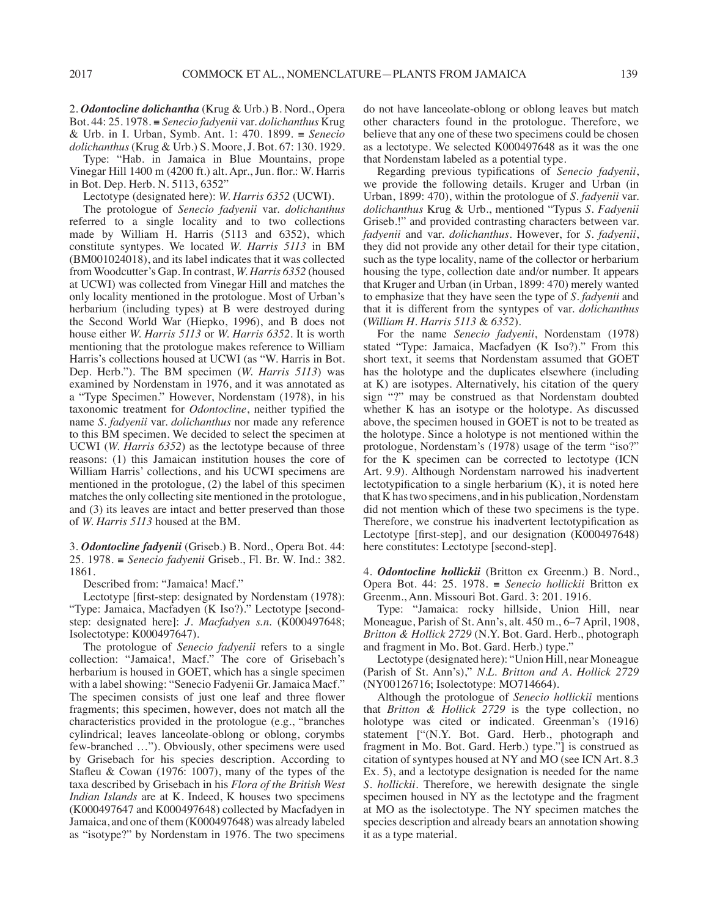2. ***Odontocline dolichantha*** (Krug & Urb.) B. Nord., Opera Bot. 44: 25. 1978. ≡ *Senecio fadyenii* var. *dolichanthus* Krug & Urb. in I. Urban, Symb. Ant. 1: 470. 1899. ≡ *Senecio dolichanthus* (Krug & Urb.) S. Moore, J. Bot. 67: 130. 1929.

Type: "Hab. in Jamaica in Blue Mountains, prope Vinegar Hill 1400 m (4200 ft.) alt. Apr., Jun. flor.: W. Harris in Bot. Dep. Herb. N. 5113, 6352"

Lectotype (designated here): *W. Harris 6352* (UCWI).

The protologue of *Senecio fadyenii* var. *dolichanthus* referred to a single locality and to two collections made by William H. Harris (5113 and 6352), which constitute syntypes. We located *W. Harris 5113* in BM (BM001024018), and its label indicates that it was collected from Woodcutter's Gap. In contrast, *W. Harris 6352* (housed at UCWI) was collected from Vinegar Hill and matches the only locality mentioned in the protologue. Most of Urban's herbarium (including types) at B were destroyed during the Second World War (Hiepko, 1996), and B does not house either *W. Harris 5113* or *W. Harris 6352*. It is worth mentioning that the protologue makes reference to William Harris's collections housed at UCWI (as "W. Harris in Bot. Dep. Herb."). The BM specimen (*W. Harris 5113*) was examined by Nordenstam in 1976, and it was annotated as a "Type Specimen." However, Nordenstam (1978), in his taxonomic treatment for *Odontocline*, neither typified the name *S. fadyenii* var. *dolichanthus* nor made any reference to this BM specimen. We decided to select the specimen at UCWI (*W. Harris 6352*) as the lectotype because of three reasons: (1) this Jamaican institution houses the core of William Harris' collections, and his UCWI specimens are mentioned in the protologue, (2) the label of this specimen matches the only collecting site mentioned in the protologue, and (3) its leaves are intact and better preserved than those of *W. Harris 5113* housed at the BM.

3. ***Odontocline fadyenii*** (Griseb.) B. Nord., Opera Bot. 44: 25. 1978. ≡ *Senecio fadyenii* Griseb., Fl. Br. W. Ind.: 382. 1861.

Described from: "Jamaica! Macf."

Lectotype [first-step: designated by Nordenstam (1978): "Type: Jamaica, Macfadyen (K Iso?)." Lectotype [second-step: designated here]: *J. Macfadyen s.n.* (K000497648; Isolectotype: K000497647).

The protologue of *Senecio fadyenii* refers to a single collection: "Jamaica!, Macf." The core of Grisebach's herbarium is housed in GOET, which has a single specimen with a label showing: "Senecio Fadyenii Gr. Jamaica Macf." The specimen consists of just one leaf and three flower fragments; this specimen, however, does not match all the characteristics provided in the protologue (e.g., "branches cylindrical; leaves lanceolate-oblong or oblong, corymbs few-branched …"). Obviously, other specimens were used by Grisebach for his species description. According to Stafleu & Cowan (1976: 1007), many of the types of the taxa described by Grisebach in his *Flora of the British West Indian Islands* are at K. Indeed, K houses two specimens (K000497647 and K000497648) collected by Macfadyen in Jamaica, and one of them (K000497648) was already labeled as "isotype?" by Nordenstam in 1976. The two specimens do not have lanceolate-oblong or oblong leaves but match other characters found in the protologue. Therefore, we believe that any one of these two specimens could be chosen as a lectotype. We selected K000497648 as it was the one that Nordenstam labeled as a potential type.

Regarding previous typifications of *Senecio fadyenii*, we provide the following details. Kruger and Urban (in Urban, 1899: 470), within the protologue of *S. fadyenii* var. *dolichanthus* Krug & Urb., mentioned "Typus *S. Fadyenii* Griseb.!" and provided contrasting characters between var. *fadyenii* and var. *dolichanthus*. However, for *S. fadyenii*, they did not provide any other detail for their type citation, such as the type locality, name of the collector or herbarium housing the type, collection date and/or number. It appears that Kruger and Urban (in Urban, 1899: 470) merely wanted to emphasize that they have seen the type of *S. fadyenii* and that it is different from the syntypes of var. *dolichanthus* (*William H. Harris 5113* & *6352*).

For the name *Senecio fadyenii*, Nordenstam (1978) stated "Type: Jamaica, Macfadyen (K Iso?)." From this short text, it seems that Nordenstam assumed that GOET has the holotype and the duplicates elsewhere (including at K) are isotypes. Alternatively, his citation of the query sign "?" may be construed as that Nordenstam doubted whether K has an isotype or the holotype. As discussed above, the specimen housed in GOET is not to be treated as the holotype. Since a holotype is not mentioned within the protologue, Nordenstam's (1978) usage of the term "iso?" for the K specimen can be corrected to lectotype (ICN Art. 9.9). Although Nordenstam narrowed his inadvertent lectotypification to a single herbarium (K), it is noted here that K has two specimens, and in his publication, Nordenstam did not mention which of these two specimens is the type. Therefore, we construe his inadvertent lectotypification as Lectotype [first-step], and our designation (K000497648) here constitutes: Lectotype [second-step].

4. ***Odontocline hollickii*** (Britton ex Greenm.) B. Nord., Opera Bot. 44: 25. 1978. ≡ *Senecio hollickii* Britton ex Greenm., Ann. Missouri Bot. Gard. 3: 201. 1916.

Type: "Jamaica: rocky hillside, Union Hill, near Moneague, Parish of St. Ann's, alt. 450 m., 6–7 April, 1908, *Britton & Hollick 2729* (N.Y. Bot. Gard. Herb., photograph and fragment in Mo. Bot. Gard. Herb.) type."

Lectotype (designated here): "Union Hill, near Moneague (Parish of St. Ann's)," *N.L. Britton and A. Hollick 2729* (NY00126716; Isolectotype: MO714664).

Although the protologue of *Senecio hollickii* mentions that *Britton & Hollick 2729* is the type collection, no holotype was cited or indicated. Greenman's (1916) statement ["(N.Y. Bot. Gard. Herb., photograph and fragment in Mo. Bot. Gard. Herb.) type."] is construed as citation of syntypes housed at NY and MO (see ICN Art. 8.3 Ex. 5), and a lectotype designation is needed for the name *S. hollickii*. Therefore, we herewith designate the single specimen housed in NY as the lectotype and the fragment at MO as the isolectotype. The NY specimen matches the species description and already bears an annotation showing it as a type material.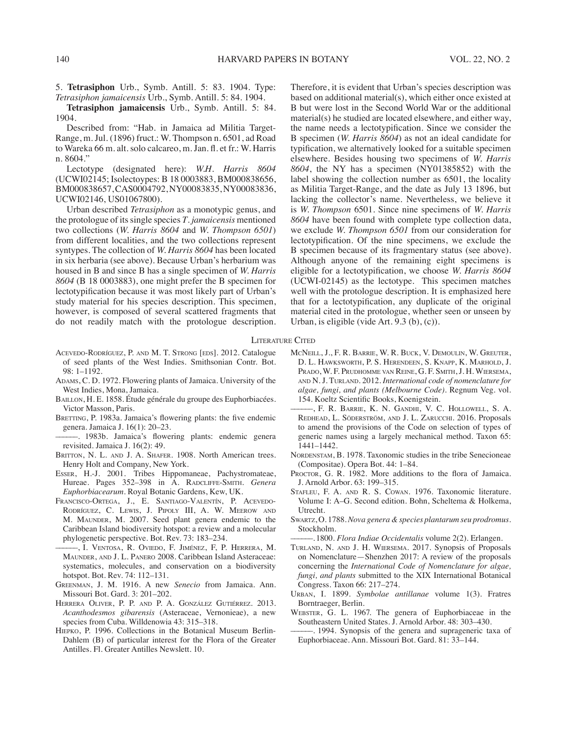5. **Tetrasiphon** Urb., Symb. Antill. 5: 83. 1904. Type: *Tetrasiphon jamaicensis* Urb., Symb. Antill. 5: 84. 1904.

**Tetrasiphon jamaicensis** Urb., Symb. Antill. 5: 84. 1904.

Described from: "Hab. in Jamaica ad Militia Target-Range, m. Jul. (1896) fruct.: W. Thompson n. 6501, ad Road to Wareka 66 m. alt. solo calcareo, m. Jan. fl. et fr.: W. Harris n. 8604."

Lectotype (designated here): *W.H. Harris 8604* (UCWI02145; Isolectoypes: B 18 0003883, BM000838656, BM000838657, CAS0004792, NY00083835, NY00083836, UCWI02146, US01067800).

Urban described *Tetrasiphon* as a monotypic genus, and the protologue of its single species *T. jamaicensis* mentioned two collections (*W. Harris 8604* and *W. Thompson 6501*) from different localities, and the two collections represent syntypes. The collection of *W. Harris 8604* has been located in six herbaria (see above). Because Urban's herbarium was housed in B and since B has a single specimen of *W. Harris 8604* (B 18 0003883), one might prefer the B specimen for lectotypification because it was most likely part of Urban's study material for his species description. This specimen, however, is composed of several scattered fragments that do not readily match with the protologue description. Therefore, it is evident that Urban's species description was based on additional material(s), which either once existed at B but were lost in the Second World War or the additional material(s) he studied are located elsewhere, and either way, the name needs a lectotypification. Since we consider the B specimen (*W. Harris 8604*) as not an ideal candidate for typification, we alternatively looked for a suitable specimen elsewhere. Besides housing two specimens of *W. Harris 8604*, the NY has a specimen (NY01385852) with the label showing the collection number as 6501, the locality as Militia Target-Range, and the date as July 13 1896, but lacking the collector's name. Nevertheless, we believe it is *W. Thompson* 6501. Since nine specimens of *W. Harris 8604* have been found with complete type collection data, we exclude *W. Thompson 6501* from our consideration for lectotypification. Of the nine specimens, we exclude the B specimen because of its fragmentary status (see above). Although anyone of the remaining eight specimens is eligible for a lectotypification, we choose *W. Harris 8604* (UCWI-02145) as the lectotype. This specimen matches well with the protologue description. It is emphasized here that for a lectotypification, any duplicate of the original material cited in the protologue, whether seen or unseen by Urban, is eligible (vide Art. 9.3 (b), (c)).

## Literature Cited

Acevedo-Rodríguez, P. and M. T. Strong [eds]. 2012. Catalogue of seed plants of the West Indies. Smithsonian Contr. Bot. 98: 1–1192.

Adams, C. D. 1972. Flowering plants of Jamaica. University of the West Indies, Mona, Jamaica.

Baillon, H. E. 1858. Étude générale du groupe des Euphorbiacées. Victor Masson, Paris.

Bretting, P. 1983a. Jamaica's flowering plants: the five endemic genera. Jamaica J. 16(1): 20–23.

———. 1983b. Jamaica's flowering plants: endemic genera revisited. Jamaica J. 16(2): 49.

Britton, N. L. and J. A. Shafer. 1908. North American trees. Henry Holt and Company, New York.

Esser, H.-J. 2001. Tribes Hippomaneae, Pachystromateae, Hureae. Pages 352–398 in A. Radcliffe-Smith. *Genera Euphorbiacearum*. Royal Botanic Gardens, Kew, UK.

Francisco-Ortega, J., E. Santiago-Valentín, P. Acevedo-Rodríguez, C. Lewis, J. Pipoly III, A. W. Meerow and M. Maunder, M. 2007. Seed plant genera endemic to the Caribbean Island biodiversity hotspot: a review and a molecular phylogenetic perspective. Bot. Rev. 73: 183–234.

———, I. Ventosa, R. Oviedo, F. Jiménez, F, P. Herrera, M. Maunder, and J. L. Panero 2008. Caribbean Island Asteraceae: systematics, molecules, and conservation on a biodiversity hotspot. Bot. Rev. 74: 112–131.

Greenman, J. M. 1916. A new *Senecio* from Jamaica. Ann. Missouri Bot. Gard. 3: 201–202.

Herrera Oliver, P. P. and P. A. González Gutiérrez. 2013. *Acanthodesmos gibarensis* (Asteraceae, Vernonieae), a new species from Cuba. Willdenowia 43: 315–318.

Hiepko, P. 1996. Collections in the Botanical Museum Berlin-Dahlem (B) of particular interest for the Flora of the Greater Antilles. Fl. Greater Antilles Newslett. 10.

McNeill, J., F. R. Barrie, W. R. Buck, V. Demoulin, W. Greuter, D. L. Hawksworth, P. S. Herendeen, S. Knapp, K. Marhold, J. Prado, W. F. Prudhomme van Reine, G. F. Smith, J. H. Wiersema, and N. J. Turland. 2012. *International code of nomenclature for algae, fungi, and plants (Melbourne Code)*. Regnum Veg. vol. 154. Koeltz Scientific Books, Koenigstein.

———, F. R. Barrie, K. N. Gandhi, V. C. Hollowell, S. A. Redhead, L. Söderström, and J. L. Zarucchi. 2016. Proposals to amend the provisions of the Code on selection of types of generic names using a largely mechanical method. Taxon 65: 1441–1442.

Nordenstam, B. 1978. Taxonomic studies in the tribe Senecioneae (Compositae). Opera Bot. 44: 1–84.

Proctor, G. R. 1982. More additions to the flora of Jamaica. J. Arnold Arbor. 63: 199–315.

Stafleu, F. A. and R. S. Cowan. 1976. Taxonomic literature. Volume I: A–G. Second edition. Bohn, Scheltema & Holkema, Utrecht.

Swartz, O. 1788. *Nova genera & species plantarum seu prodromus*. Stockholm.

———. 1800. *Flora Indiae Occidentalis* volume 2(2). Erlangen.

Turland, N. and J. H. Wiersema. 2017. Synopsis of Proposals on Nomenclature—Shenzhen 2017: A review of the proposals concerning the *International Code of Nomenclature for algae, fungi, and plants* submitted to the XIX International Botanical Congress. Taxon 66: 217–274.

Urban, I. 1899. *Symbolae antillanae* volume 1(3). Fratres Borntraeger, Berlin.

Webster, G. L. 1967. The genera of Euphorbiaceae in the Southeastern United States. J. Arnold Arbor. 48: 303–430.

———. 1994. Synopsis of the genera and suprageneric taxa of Euphorbiaceae. Ann. Missouri Bot. Gard. 81: 33–144.